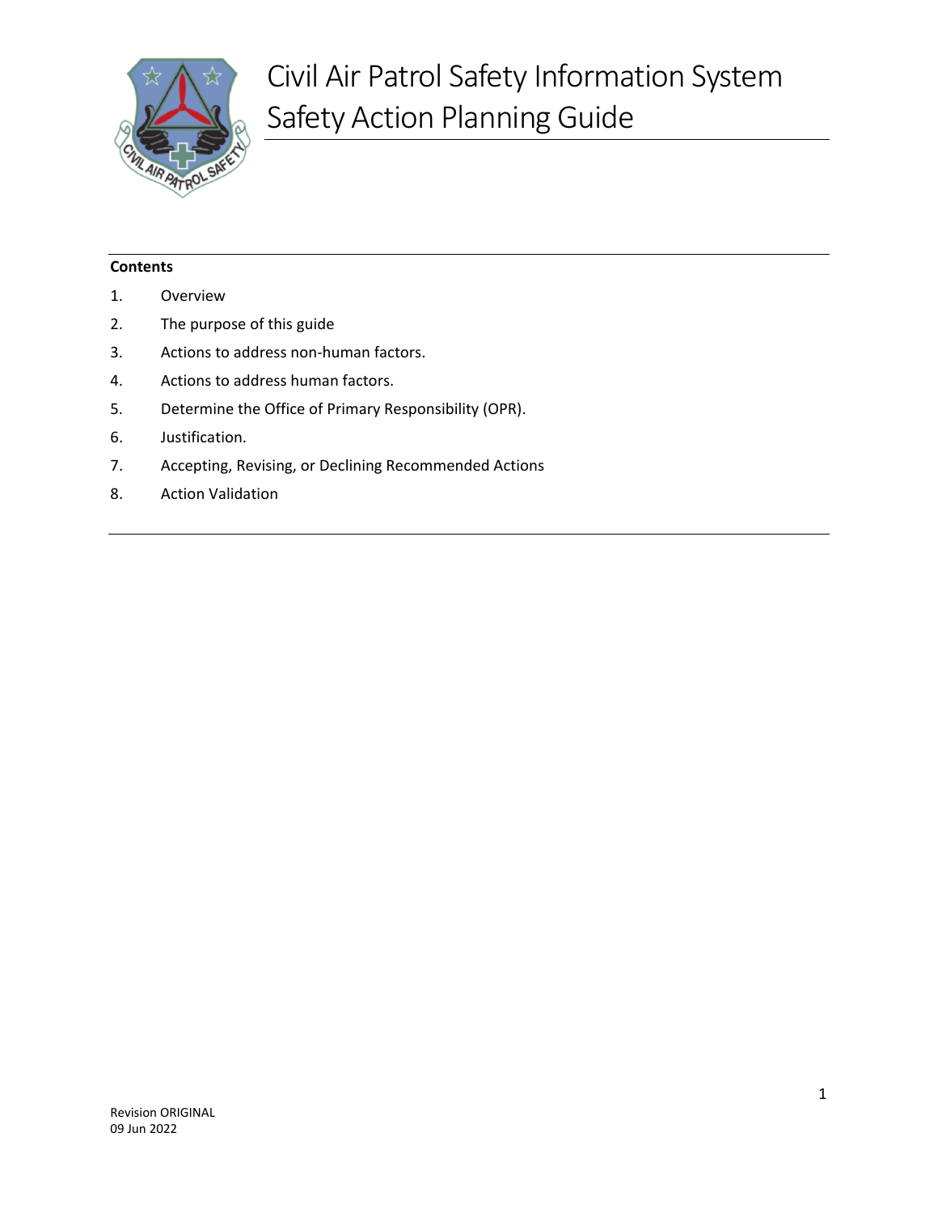# Civil Air Patrol Safety Information System Safety Action Planning Guide

**Contents**

1. Overview
2. The purpose of this guide
3. Actions to address non-human factors.
4. Actions to address human factors.
5. Determine the Office of Primary Responsibility (OPR).
6. Justification.
7. Accepting, Revising, or Declining Recommended Actions
8. Action Validation

Revision ORIGINAL
09 Jun 2022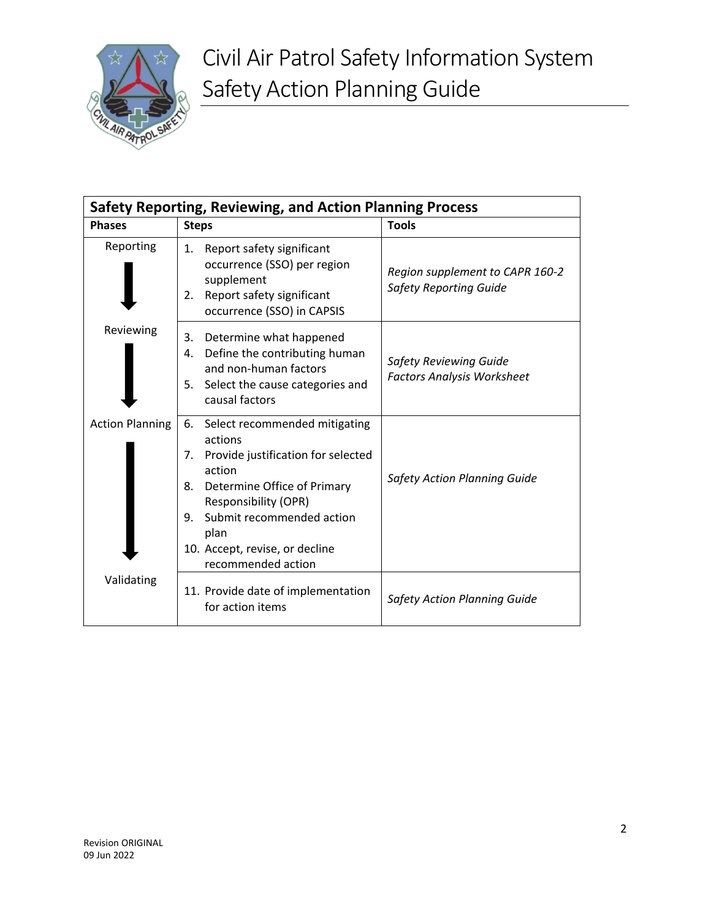| Safety Reporting, Reviewing, and Action Planning Process | | |
|---|---|---|
| **Phases** | **Steps** | **Tools** |
| Reporting | 1. Report safety significant occurrence (SSO) per region supplement<br>2. Report safety significant occurrence (SSO) in CAPSIS | *Region supplement to CAPR 160-2*<br>*Safety Reporting Guide* |
| Reviewing | 3. Determine what happened<br>4. Define the contributing human and non-human factors<br>5. Select the cause categories and causal factors | *Safety Reviewing Guide*<br>*Factors Analysis Worksheet* |
| Action Planning | 6. Select recommended mitigating actions<br>7. Provide justification for selected action<br>8. Determine Office of Primary Responsibility (OPR)<br>9. Submit recommended action plan<br>10. Accept, revise, or decline recommended action | *Safety Action Planning Guide* |
| Validating | 11. Provide date of implementation for action items | *Safety Action Planning Guide* |

Revision ORIGINAL
09 Jun 2022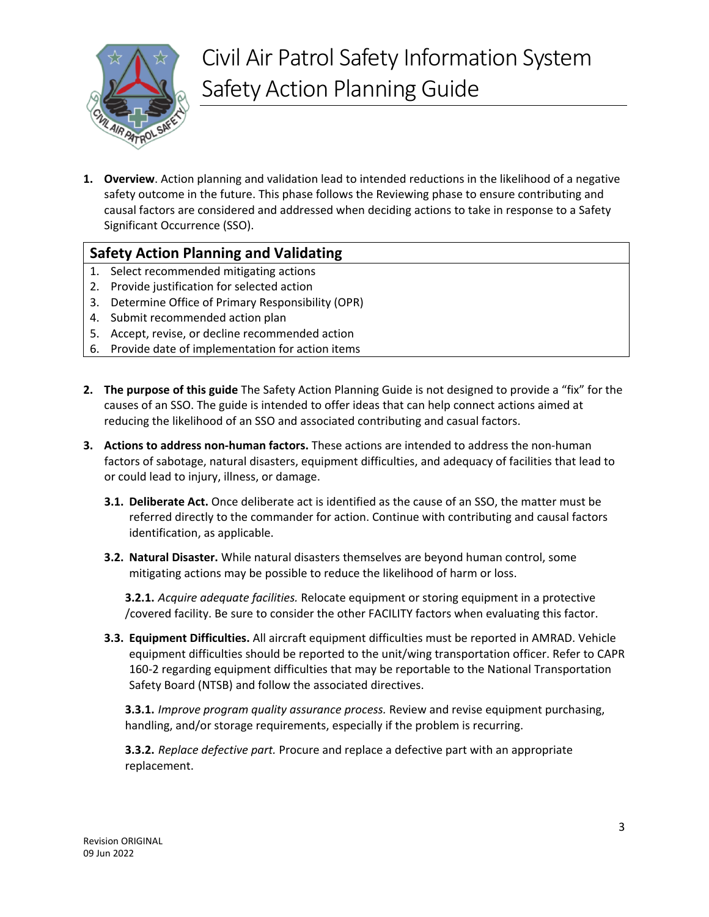# Civil Air Patrol Safety Information System Safety Action Planning Guide

1. **Overview**. Action planning and validation lead to intended reductions in the likelihood of a negative safety outcome in the future. This phase follows the Reviewing phase to ensure contributing and causal factors are considered and addressed when deciding actions to take in response to a Safety Significant Occurrence (SSO).

| **Safety Action Planning and Validating** |
| --- |
| 1. Select recommended mitigating actions |
| 2. Provide justification for selected action |
| 3. Determine Office of Primary Responsibility (OPR) |
| 4. Submit recommended action plan |
| 5. Accept, revise, or decline recommended action |
| 6. Provide date of implementation for action items |

2. **The purpose of this guide** The Safety Action Planning Guide is not designed to provide a "fix" for the causes of an SSO. The guide is intended to offer ideas that can help connect actions aimed at reducing the likelihood of an SSO and associated contributing and casual factors.

3. **Actions to address non-human factors.** These actions are intended to address the non-human factors of sabotage, natural disasters, equipment difficulties, and adequacy of facilities that lead to or could lead to injury, illness, or damage.

   **3.1. Deliberate Act.** Once deliberate act is identified as the cause of an SSO, the matter must be referred directly to the commander for action. Continue with contributing and causal factors identification, as applicable.

   **3.2. Natural Disaster.** While natural disasters themselves are beyond human control, some mitigating actions may be possible to reduce the likelihood of harm or loss.

   **3.2.1.** *Acquire adequate facilities.* Relocate equipment or storing equipment in a protective /covered facility. Be sure to consider the other FACILITY factors when evaluating this factor.

   **3.3. Equipment Difficulties.** All aircraft equipment difficulties must be reported in AMRAD. Vehicle equipment difficulties should be reported to the unit/wing transportation officer. Refer to CAPR 160-2 regarding equipment difficulties that may be reportable to the National Transportation Safety Board (NTSB) and follow the associated directives.

   **3.3.1.** *Improve program quality assurance process.* Review and revise equipment purchasing, handling, and/or storage requirements, especially if the problem is recurring.

   **3.3.2.** *Replace defective part.* Procure and replace a defective part with an appropriate replacement.

Revision ORIGINAL
09 Jun 2022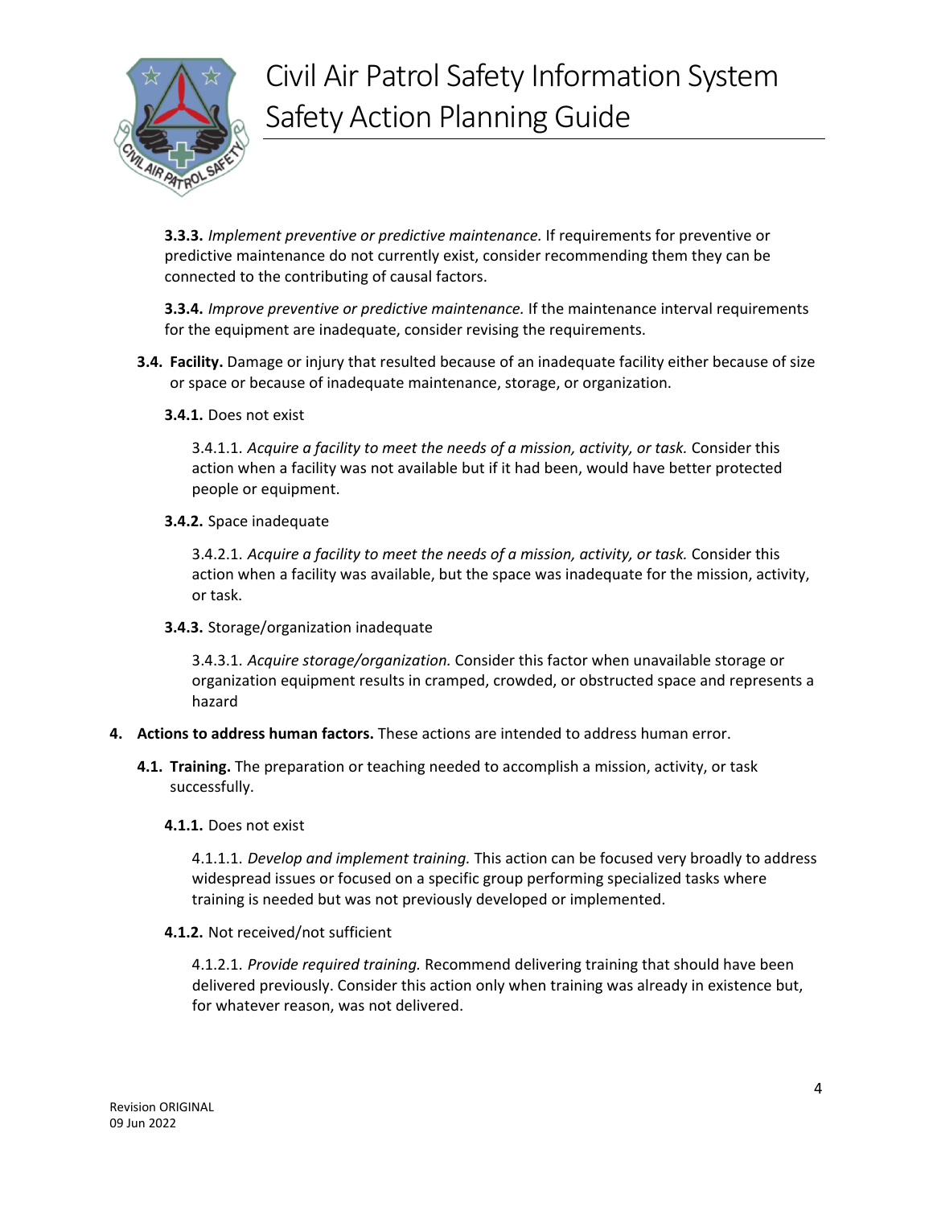**3.3.3.** *Implement preventive or predictive maintenance.* If requirements for preventive or predictive maintenance do not currently exist, consider recommending them they can be connected to the contributing of causal factors.

**3.3.4.** *Improve preventive or predictive maintenance.* If the maintenance interval requirements for the equipment are inadequate, consider revising the requirements.

**3.4. Facility.** Damage or injury that resulted because of an inadequate facility either because of size or space or because of inadequate maintenance, storage, or organization.

**3.4.1.** Does not exist

3.4.1.1. *Acquire a facility to meet the needs of a mission, activity, or task.* Consider this action when a facility was not available but if it had been, would have better protected people or equipment.

**3.4.2.** Space inadequate

3.4.2.1. *Acquire a facility to meet the needs of a mission, activity, or task.* Consider this action when a facility was available, but the space was inadequate for the mission, activity, or task.

**3.4.3.** Storage/organization inadequate

3.4.3.1. *Acquire storage/organization.* Consider this factor when unavailable storage or organization equipment results in cramped, crowded, or obstructed space and represents a hazard

**4. Actions to address human factors.** These actions are intended to address human error.

**4.1. Training.** The preparation or teaching needed to accomplish a mission, activity, or task successfully.

**4.1.1.** Does not exist

4.1.1.1. *Develop and implement training.* This action can be focused very broadly to address widespread issues or focused on a specific group performing specialized tasks where training is needed but was not previously developed or implemented.

**4.1.2.** Not received/not sufficient

4.1.2.1. *Provide required training.* Recommend delivering training that should have been delivered previously. Consider this action only when training was already in existence but, for whatever reason, was not delivered.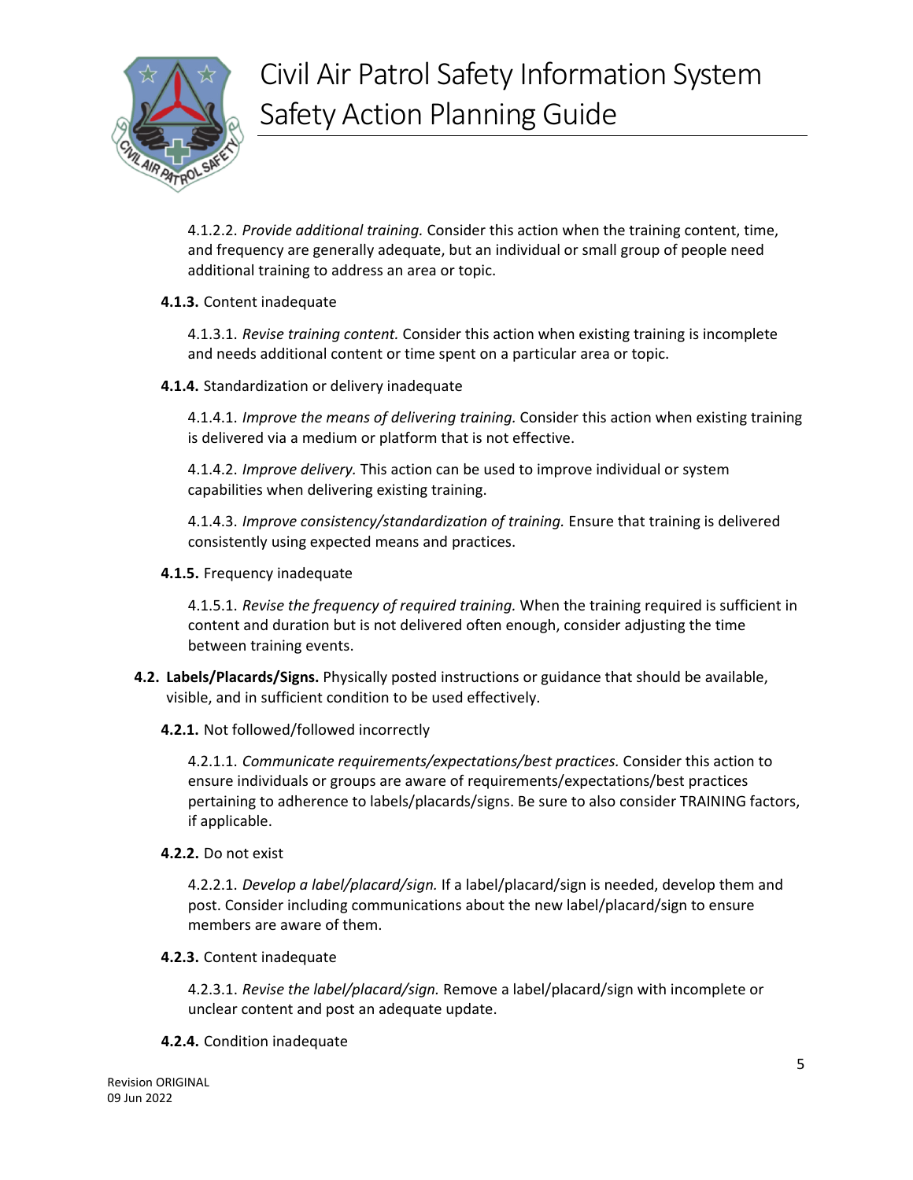4.1.2.2. *Provide additional training.* Consider this action when the training content, time, and frequency are generally adequate, but an individual or small group of people need additional training to address an area or topic.

**4.1.3.** Content inadequate

4.1.3.1. *Revise training content.* Consider this action when existing training is incomplete and needs additional content or time spent on a particular area or topic.

**4.1.4.** Standardization or delivery inadequate

4.1.4.1. *Improve the means of delivering training.* Consider this action when existing training is delivered via a medium or platform that is not effective.

4.1.4.2. *Improve delivery.* This action can be used to improve individual or system capabilities when delivering existing training.

4.1.4.3. *Improve consistency/standardization of training.* Ensure that training is delivered consistently using expected means and practices.

**4.1.5.** Frequency inadequate

4.1.5.1. *Revise the frequency of required training.* When the training required is sufficient in content and duration but is not delivered often enough, consider adjusting the time between training events.

**4.2. Labels/Placards/Signs.** Physically posted instructions or guidance that should be available, visible, and in sufficient condition to be used effectively.

**4.2.1.** Not followed/followed incorrectly

4.2.1.1. *Communicate requirements/expectations/best practices.* Consider this action to ensure individuals or groups are aware of requirements/expectations/best practices pertaining to adherence to labels/placards/signs. Be sure to also consider TRAINING factors, if applicable.

**4.2.2.** Do not exist

4.2.2.1. *Develop a label/placard/sign.* If a label/placard/sign is needed, develop them and post. Consider including communications about the new label/placard/sign to ensure members are aware of them.

**4.2.3.** Content inadequate

4.2.3.1. *Revise the label/placard/sign.* Remove a label/placard/sign with incomplete or unclear content and post an adequate update.

**4.2.4.** Condition inadequate

Revision ORIGINAL
09 Jun 2022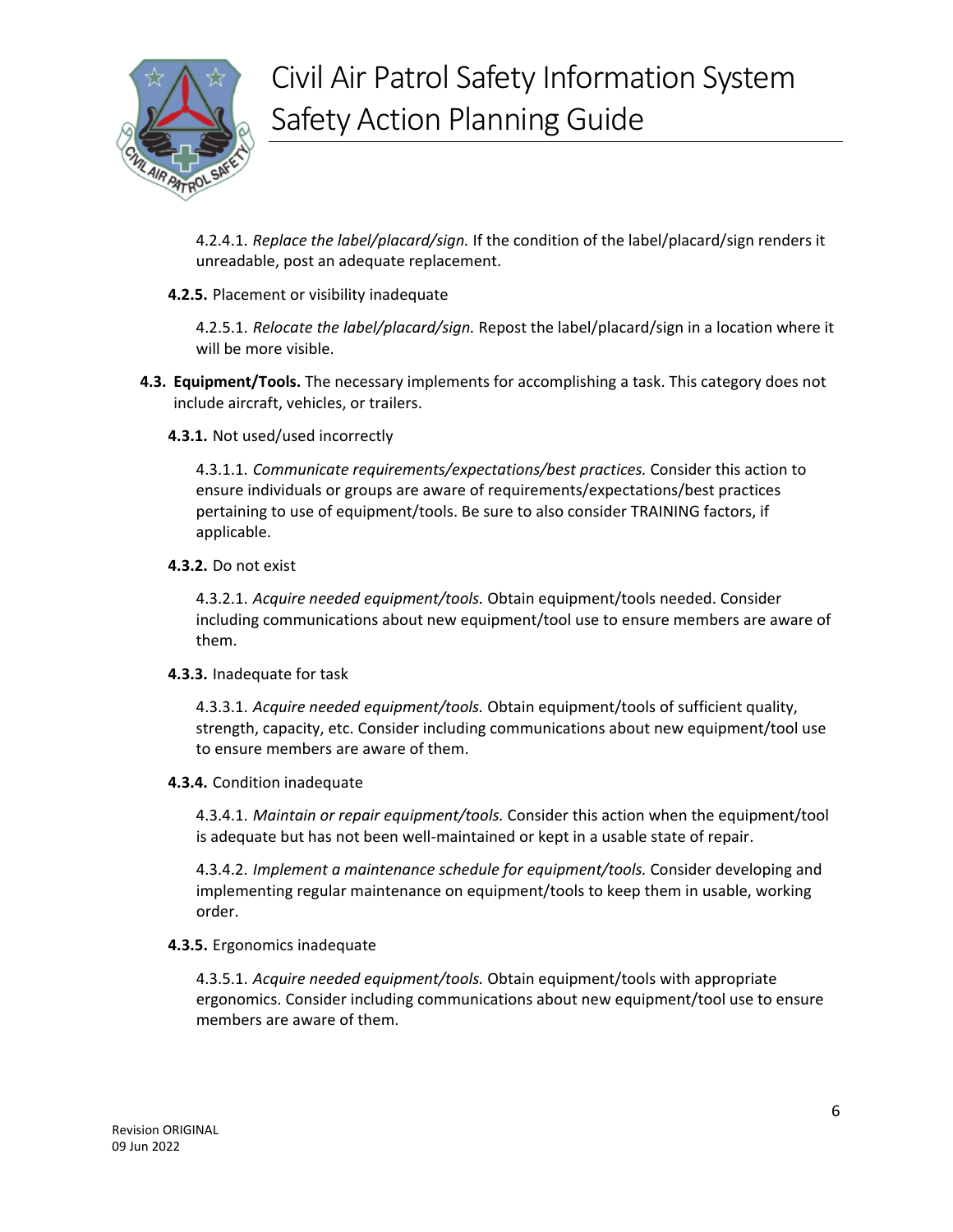4.2.4.1. *Replace the label/placard/sign.* If the condition of the label/placard/sign renders it unreadable, post an adequate replacement.

**4.2.5.** Placement or visibility inadequate

4.2.5.1. *Relocate the label/placard/sign.* Repost the label/placard/sign in a location where it will be more visible.

**4.3. Equipment/Tools.** The necessary implements for accomplishing a task. This category does not include aircraft, vehicles, or trailers.

**4.3.1.** Not used/used incorrectly

4.3.1.1. *Communicate requirements/expectations/best practices.* Consider this action to ensure individuals or groups are aware of requirements/expectations/best practices pertaining to use of equipment/tools. Be sure to also consider TRAINING factors, if applicable.

**4.3.2.** Do not exist

4.3.2.1. *Acquire needed equipment/tools.* Obtain equipment/tools needed. Consider including communications about new equipment/tool use to ensure members are aware of them.

**4.3.3.** Inadequate for task

4.3.3.1. *Acquire needed equipment/tools.* Obtain equipment/tools of sufficient quality, strength, capacity, etc. Consider including communications about new equipment/tool use to ensure members are aware of them.

**4.3.4.** Condition inadequate

4.3.4.1. *Maintain or repair equipment/tools.* Consider this action when the equipment/tool is adequate but has not been well-maintained or kept in a usable state of repair.

4.3.4.2. *Implement a maintenance schedule for equipment/tools.* Consider developing and implementing regular maintenance on equipment/tools to keep them in usable, working order.

**4.3.5.** Ergonomics inadequate

4.3.5.1. *Acquire needed equipment/tools.* Obtain equipment/tools with appropriate ergonomics. Consider including communications about new equipment/tool use to ensure members are aware of them.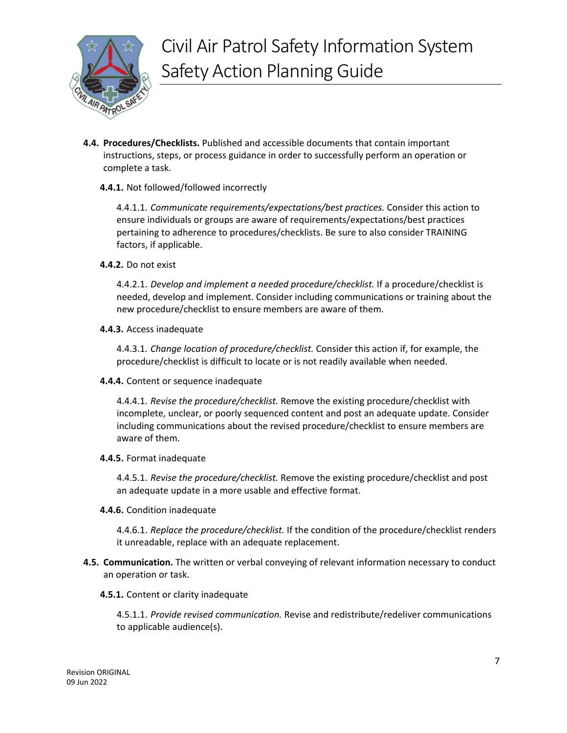**4.4. Procedures/Checklists.** Published and accessible documents that contain important instructions, steps, or process guidance in order to successfully perform an operation or complete a task.

**4.4.1.** Not followed/followed incorrectly

4.4.1.1. *Communicate requirements/expectations/best practices.* Consider this action to ensure individuals or groups are aware of requirements/expectations/best practices pertaining to adherence to procedures/checklists. Be sure to also consider TRAINING factors, if applicable.

**4.4.2.** Do not exist

4.4.2.1. *Develop and implement a needed procedure/checklist.* If a procedure/checklist is needed, develop and implement. Consider including communications or training about the new procedure/checklist to ensure members are aware of them.

**4.4.3.** Access inadequate

4.4.3.1. *Change location of procedure/checklist.* Consider this action if, for example, the procedure/checklist is difficult to locate or is not readily available when needed.

**4.4.4.** Content or sequence inadequate

4.4.4.1. *Revise the procedure/checklist.* Remove the existing procedure/checklist with incomplete, unclear, or poorly sequenced content and post an adequate update. Consider including communications about the revised procedure/checklist to ensure members are aware of them.

**4.4.5.** Format inadequate

4.4.5.1. *Revise the procedure/checklist.* Remove the existing procedure/checklist and post an adequate update in a more usable and effective format.

**4.4.6.** Condition inadequate

4.4.6.1. *Replace the procedure/checklist.* If the condition of the procedure/checklist renders it unreadable, replace with an adequate replacement.

**4.5. Communication.** The written or verbal conveying of relevant information necessary to conduct an operation or task.

**4.5.1.** Content or clarity inadequate

4.5.1.1. *Provide revised communication.* Revise and redistribute/redeliver communications to applicable audience(s).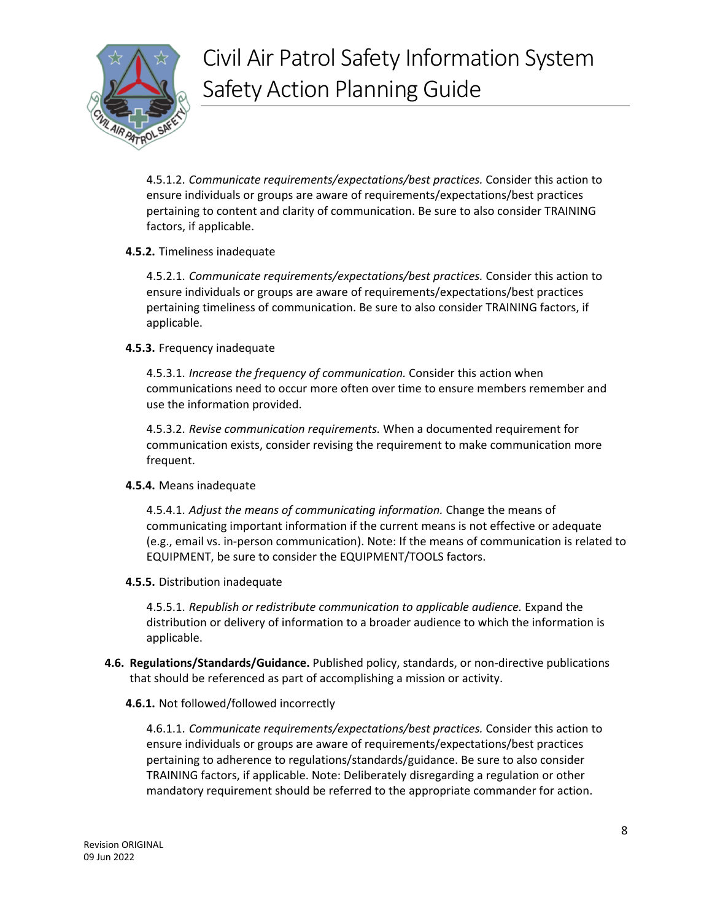4.5.1.2. *Communicate requirements/expectations/best practices.* Consider this action to ensure individuals or groups are aware of requirements/expectations/best practices pertaining to content and clarity of communication. Be sure to also consider TRAINING factors, if applicable.

**4.5.2.** Timeliness inadequate

4.5.2.1. *Communicate requirements/expectations/best practices.* Consider this action to ensure individuals or groups are aware of requirements/expectations/best practices pertaining timeliness of communication. Be sure to also consider TRAINING factors, if applicable.

**4.5.3.** Frequency inadequate

4.5.3.1. *Increase the frequency of communication.* Consider this action when communications need to occur more often over time to ensure members remember and use the information provided.

4.5.3.2. *Revise communication requirements.* When a documented requirement for communication exists, consider revising the requirement to make communication more frequent.

**4.5.4.** Means inadequate

4.5.4.1. *Adjust the means of communicating information.* Change the means of communicating important information if the current means is not effective or adequate (e.g., email vs. in-person communication). Note: If the means of communication is related to EQUIPMENT, be sure to consider the EQUIPMENT/TOOLS factors.

**4.5.5.** Distribution inadequate

4.5.5.1. *Republish or redistribute communication to applicable audience.* Expand the distribution or delivery of information to a broader audience to which the information is applicable.

**4.6. Regulations/Standards/Guidance.** Published policy, standards, or non-directive publications that should be referenced as part of accomplishing a mission or activity.

**4.6.1.** Not followed/followed incorrectly

4.6.1.1. *Communicate requirements/expectations/best practices.* Consider this action to ensure individuals or groups are aware of requirements/expectations/best practices pertaining to adherence to regulations/standards/guidance. Be sure to also consider TRAINING factors, if applicable. Note: Deliberately disregarding a regulation or other mandatory requirement should be referred to the appropriate commander for action.

Revision ORIGINAL
09 Jun 2022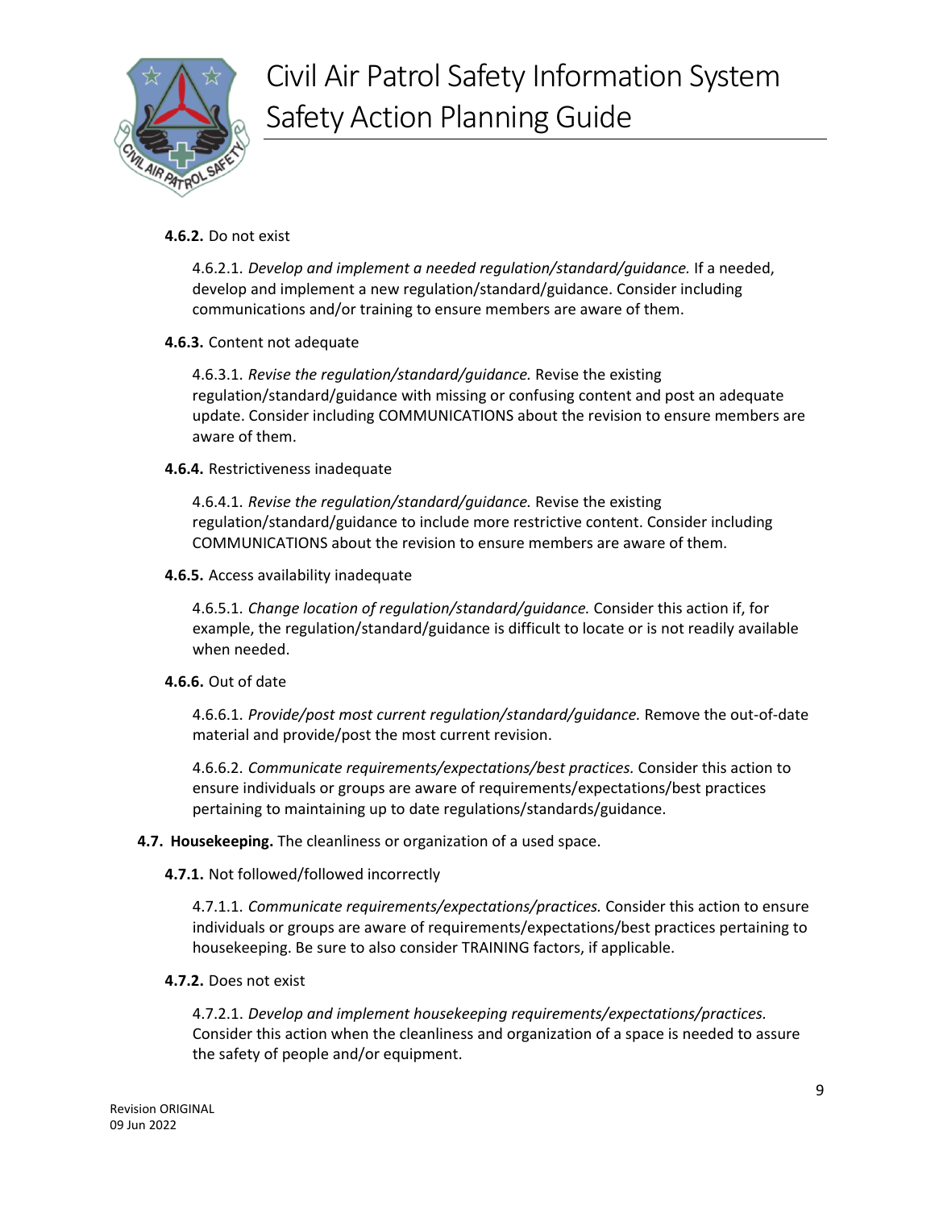**4.6.2.** Do not exist

4.6.2.1. *Develop and implement a needed regulation/standard/guidance.* If a needed, develop and implement a new regulation/standard/guidance. Consider including communications and/or training to ensure members are aware of them.

**4.6.3.** Content not adequate

4.6.3.1. *Revise the regulation/standard/guidance.* Revise the existing regulation/standard/guidance with missing or confusing content and post an adequate update. Consider including COMMUNICATIONS about the revision to ensure members are aware of them.

**4.6.4.** Restrictiveness inadequate

4.6.4.1. *Revise the regulation/standard/guidance.* Revise the existing regulation/standard/guidance to include more restrictive content. Consider including COMMUNICATIONS about the revision to ensure members are aware of them.

**4.6.5.** Access availability inadequate

4.6.5.1. *Change location of regulation/standard/guidance.* Consider this action if, for example, the regulation/standard/guidance is difficult to locate or is not readily available when needed.

**4.6.6.** Out of date

4.6.6.1. *Provide/post most current regulation/standard/guidance.* Remove the out-of-date material and provide/post the most current revision.

4.6.6.2. *Communicate requirements/expectations/best practices.* Consider this action to ensure individuals or groups are aware of requirements/expectations/best practices pertaining to maintaining up to date regulations/standards/guidance.

**4.7. Housekeeping.** The cleanliness or organization of a used space.

**4.7.1.** Not followed/followed incorrectly

4.7.1.1. *Communicate requirements/expectations/practices.* Consider this action to ensure individuals or groups are aware of requirements/expectations/best practices pertaining to housekeeping. Be sure to also consider TRAINING factors, if applicable.

**4.7.2.** Does not exist

4.7.2.1. *Develop and implement housekeeping requirements/expectations/practices.* Consider this action when the cleanliness and organization of a space is needed to assure the safety of people and/or equipment.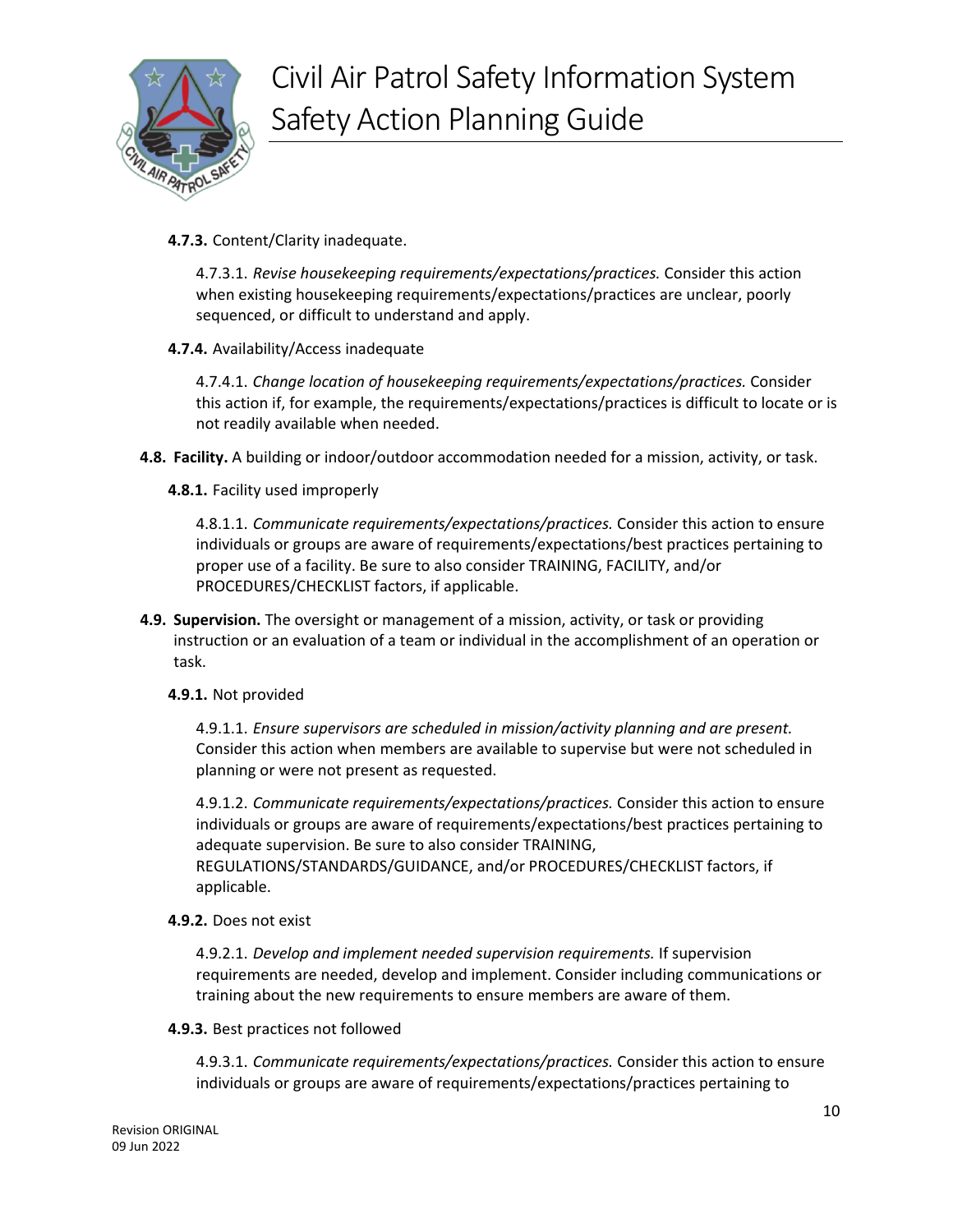**4.7.3.** Content/Clarity inadequate.

4.7.3.1. *Revise housekeeping requirements/expectations/practices.* Consider this action when existing housekeeping requirements/expectations/practices are unclear, poorly sequenced, or difficult to understand and apply.

**4.7.4.** Availability/Access inadequate

4.7.4.1. *Change location of housekeeping requirements/expectations/practices.* Consider this action if, for example, the requirements/expectations/practices is difficult to locate or is not readily available when needed.

**4.8. Facility.** A building or indoor/outdoor accommodation needed for a mission, activity, or task.

**4.8.1.** Facility used improperly

4.8.1.1. *Communicate requirements/expectations/practices.* Consider this action to ensure individuals or groups are aware of requirements/expectations/best practices pertaining to proper use of a facility. Be sure to also consider TRAINING, FACILITY, and/or PROCEDURES/CHECKLIST factors, if applicable.

**4.9. Supervision.** The oversight or management of a mission, activity, or task or providing instruction or an evaluation of a team or individual in the accomplishment of an operation or task.

**4.9.1.** Not provided

4.9.1.1. *Ensure supervisors are scheduled in mission/activity planning and are present.* Consider this action when members are available to supervise but were not scheduled in planning or were not present as requested.

4.9.1.2. *Communicate requirements/expectations/practices.* Consider this action to ensure individuals or groups are aware of requirements/expectations/best practices pertaining to adequate supervision. Be sure to also consider TRAINING, REGULATIONS/STANDARDS/GUIDANCE, and/or PROCEDURES/CHECKLIST factors, if applicable.

**4.9.2.** Does not exist

4.9.2.1. *Develop and implement needed supervision requirements.* If supervision requirements are needed, develop and implement. Consider including communications or training about the new requirements to ensure members are aware of them.

**4.9.3.** Best practices not followed

4.9.3.1. *Communicate requirements/expectations/practices.* Consider this action to ensure individuals or groups are aware of requirements/expectations/practices pertaining to

Revision ORIGINAL
09 Jun 2022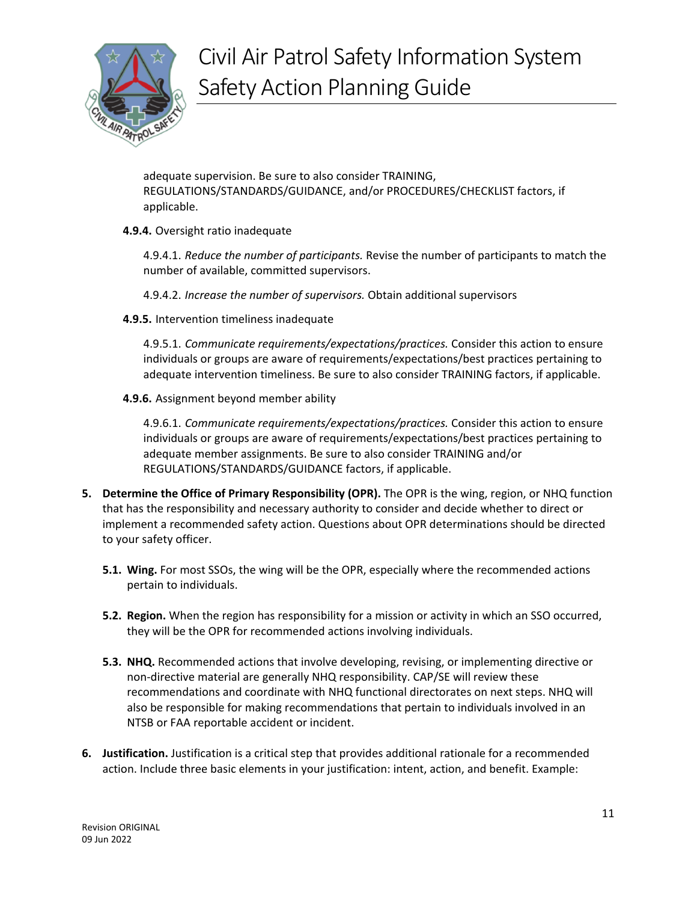adequate supervision. Be sure to also consider TRAINING, REGULATIONS/STANDARDS/GUIDANCE, and/or PROCEDURES/CHECKLIST factors, if applicable.

**4.9.4.** Oversight ratio inadequate

4.9.4.1. *Reduce the number of participants.* Revise the number of participants to match the number of available, committed supervisors.

4.9.4.2. *Increase the number of supervisors.* Obtain additional supervisors

**4.9.5.** Intervention timeliness inadequate

4.9.5.1. *Communicate requirements/expectations/practices.* Consider this action to ensure individuals or groups are aware of requirements/expectations/best practices pertaining to adequate intervention timeliness. Be sure to also consider TRAINING factors, if applicable.

**4.9.6.** Assignment beyond member ability

4.9.6.1. *Communicate requirements/expectations/practices.* Consider this action to ensure individuals or groups are aware of requirements/expectations/best practices pertaining to adequate member assignments. Be sure to also consider TRAINING and/or REGULATIONS/STANDARDS/GUIDANCE factors, if applicable.

5. **Determine the Office of Primary Responsibility (OPR).** The OPR is the wing, region, or NHQ function that has the responsibility and necessary authority to consider and decide whether to direct or implement a recommended safety action. Questions about OPR determinations should be directed to your safety officer.

   **5.1. Wing.** For most SSOs, the wing will be the OPR, especially where the recommended actions pertain to individuals.

   **5.2. Region.** When the region has responsibility for a mission or activity in which an SSO occurred, they will be the OPR for recommended actions involving individuals.

   **5.3. NHQ.** Recommended actions that involve developing, revising, or implementing directive or non-directive material are generally NHQ responsibility. CAP/SE will review these recommendations and coordinate with NHQ functional directorates on next steps. NHQ will also be responsible for making recommendations that pertain to individuals involved in an NTSB or FAA reportable accident or incident.

6. **Justification.** Justification is a critical step that provides additional rationale for a recommended action. Include three basic elements in your justification: intent, action, and benefit. Example: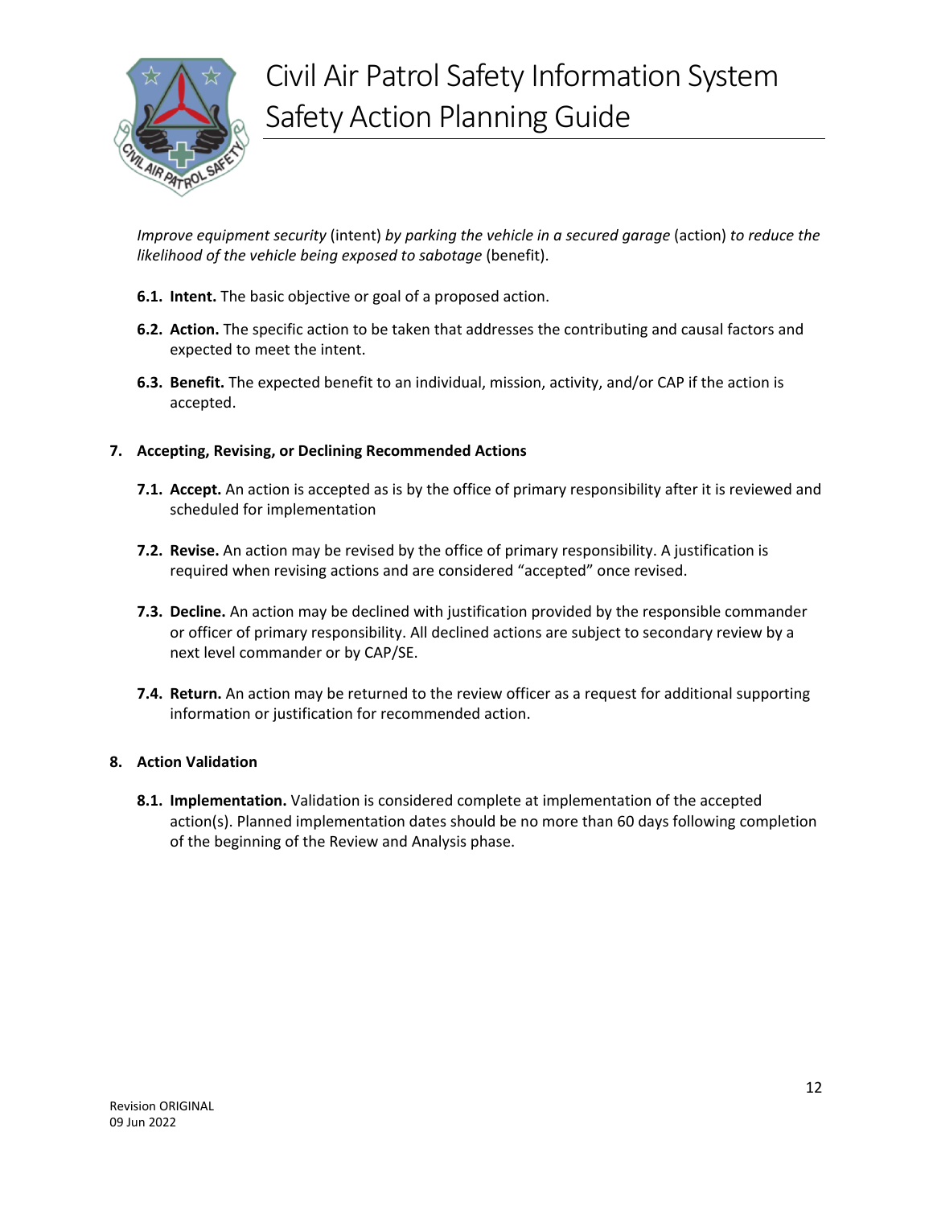*Improve equipment security* (intent) *by parking the vehicle in a secured garage* (action) *to reduce the likelihood of the vehicle being exposed to sabotage* (benefit).

**6.1. Intent.** The basic objective or goal of a proposed action.

**6.2. Action.** The specific action to be taken that addresses the contributing and causal factors and expected to meet the intent.

**6.3. Benefit.** The expected benefit to an individual, mission, activity, and/or CAP if the action is accepted.

## 7. Accepting, Revising, or Declining Recommended Actions

**7.1. Accept.** An action is accepted as is by the office of primary responsibility after it is reviewed and scheduled for implementation

**7.2. Revise.** An action may be revised by the office of primary responsibility. A justification is required when revising actions and are considered “accepted” once revised.

**7.3. Decline.** An action may be declined with justification provided by the responsible commander or officer of primary responsibility. All declined actions are subject to secondary review by a next level commander or by CAP/SE.

**7.4. Return.** An action may be returned to the review officer as a request for additional supporting information or justification for recommended action.

## 8. Action Validation

**8.1. Implementation.** Validation is considered complete at implementation of the accepted action(s). Planned implementation dates should be no more than 60 days following completion of the beginning of the Review and Analysis phase.